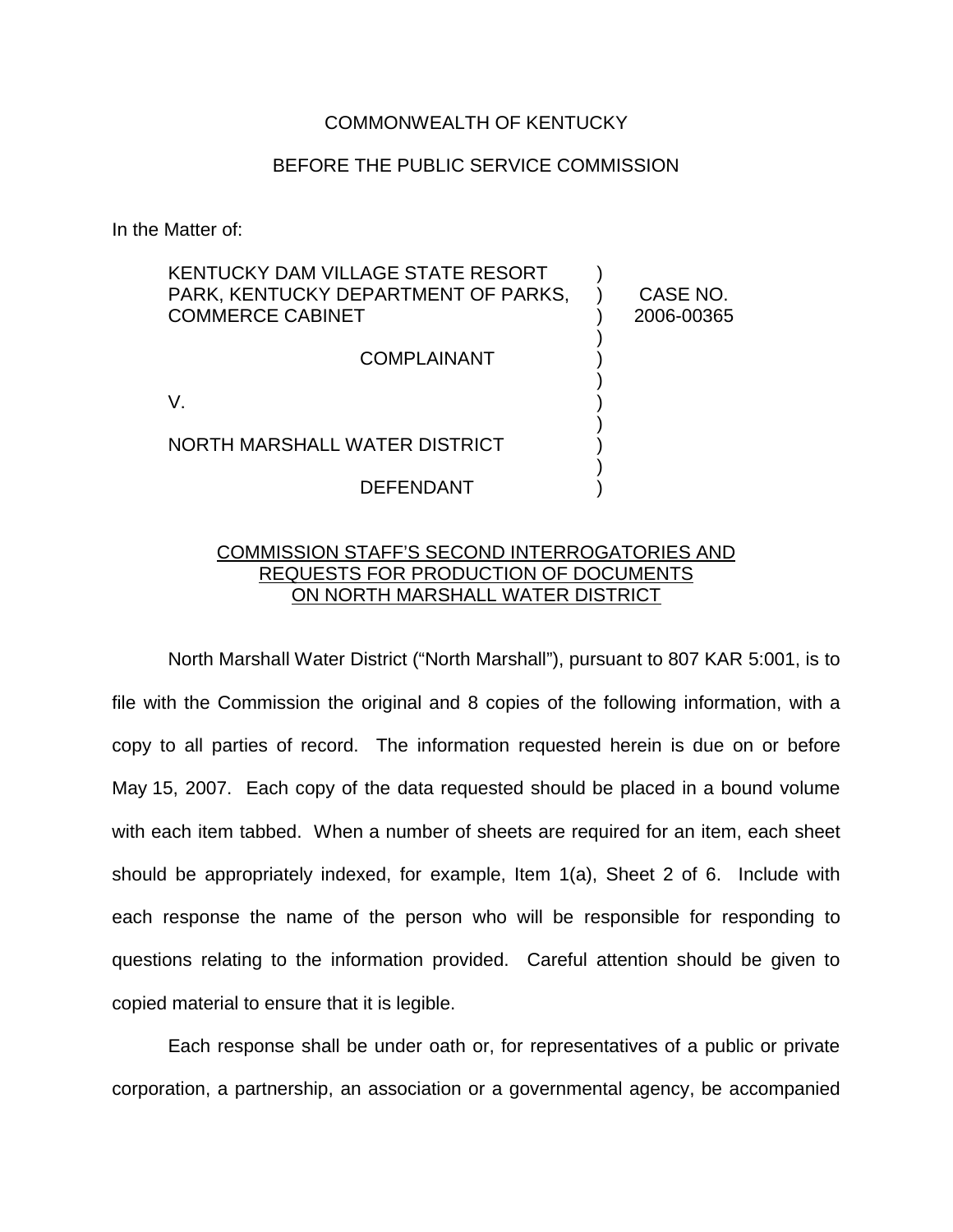COMMONWEALTH OF KENTUCKY

BEFORE THE PUBLIC SERVICE COMMISSION

In the Matter of:

| | | |
|---|---|---|
| KENTUCKY DAM VILLAGE STATE RESORT PARK, KENTUCKY DEPARTMENT OF PARKS, COMMERCE CABINET | ) | CASE NO. 2006-00365 |
| COMPLAINANT | ) | |
| V. | ) | |
| NORTH MARSHALL WATER DISTRICT | ) | |
| DEFENDANT | ) | |

<u>COMMISSION STAFF'S SECOND INTERROGATORIES AND REQUESTS FOR PRODUCTION OF DOCUMENTS ON NORTH MARSHALL WATER DISTRICT</u>

North Marshall Water District ("North Marshall"), pursuant to 807 KAR 5:001, is to file with the Commission the original and 8 copies of the following information, with a copy to all parties of record. The information requested herein is due on or before May 15, 2007. Each copy of the data requested should be placed in a bound volume with each item tabbed. When a number of sheets are required for an item, each sheet should be appropriately indexed, for example, Item 1(a), Sheet 2 of 6. Include with each response the name of the person who will be responsible for responding to questions relating to the information provided. Careful attention should be given to copied material to ensure that it is legible.

Each response shall be under oath or, for representatives of a public or private corporation, a partnership, an association or a governmental agency, be accompanied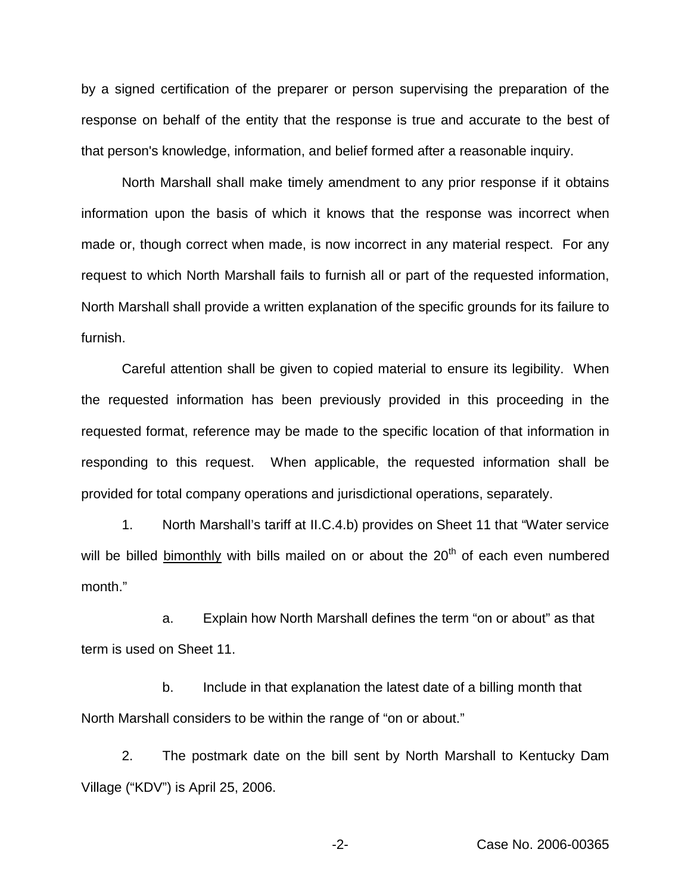by a signed certification of the preparer or person supervising the preparation of the response on behalf of the entity that the response is true and accurate to the best of that person's knowledge, information, and belief formed after a reasonable inquiry.

North Marshall shall make timely amendment to any prior response if it obtains information upon the basis of which it knows that the response was incorrect when made or, though correct when made, is now incorrect in any material respect. For any request to which North Marshall fails to furnish all or part of the requested information, North Marshall shall provide a written explanation of the specific grounds for its failure to furnish.

Careful attention shall be given to copied material to ensure its legibility. When the requested information has been previously provided in this proceeding in the requested format, reference may be made to the specific location of that information in responding to this request. When applicable, the requested information shall be provided for total company operations and jurisdictional operations, separately.

1. North Marshall's tariff at II.C.4.b) provides on Sheet 11 that "Water service will be billed <u>bimonthly</u> with bills mailed on or about the 20th of each even numbered month."

   a. Explain how North Marshall defines the term "on or about" as that term is used on Sheet 11.

   b. Include in that explanation the latest date of a billing month that North Marshall considers to be within the range of "on or about."

2. The postmark date on the bill sent by North Marshall to Kentucky Dam Village ("KDV") is April 25, 2006.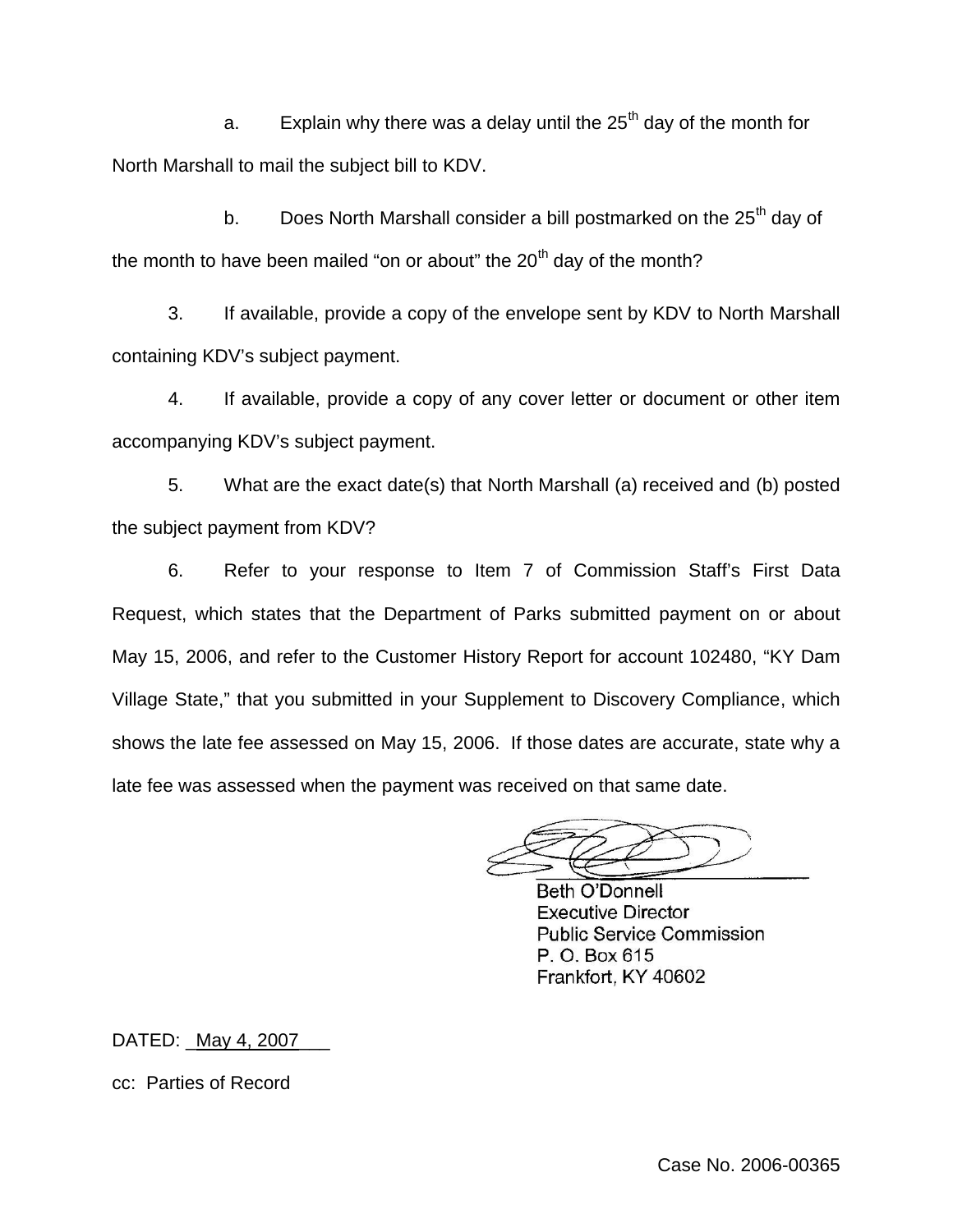a. Explain why there was a delay until the 25th day of the month for North Marshall to mail the subject bill to KDV.

b. Does North Marshall consider a bill postmarked on the 25th day of the month to have been mailed "on or about" the 20th day of the month?

3. If available, provide a copy of the envelope sent by KDV to North Marshall containing KDV's subject payment.

4. If available, provide a copy of any cover letter or document or other item accompanying KDV's subject payment.

5. What are the exact date(s) that North Marshall (a) received and (b) posted the subject payment from KDV?

6. Refer to your response to Item 7 of Commission Staff's First Data Request, which states that the Department of Parks submitted payment on or about May 15, 2006, and refer to the Customer History Report for account 102480, "KY Dam Village State," that you submitted in your Supplement to Discovery Compliance, which shows the late fee assessed on May 15, 2006. If those dates are accurate, state why a late fee was assessed when the payment was received on that same date.

Beth O'Donnell
Executive Director
Public Service Commission
P. O. Box 615
Frankfort, KY 40602

DATED: May 4, 2007

cc: Parties of Record

Case No. 2006-00365